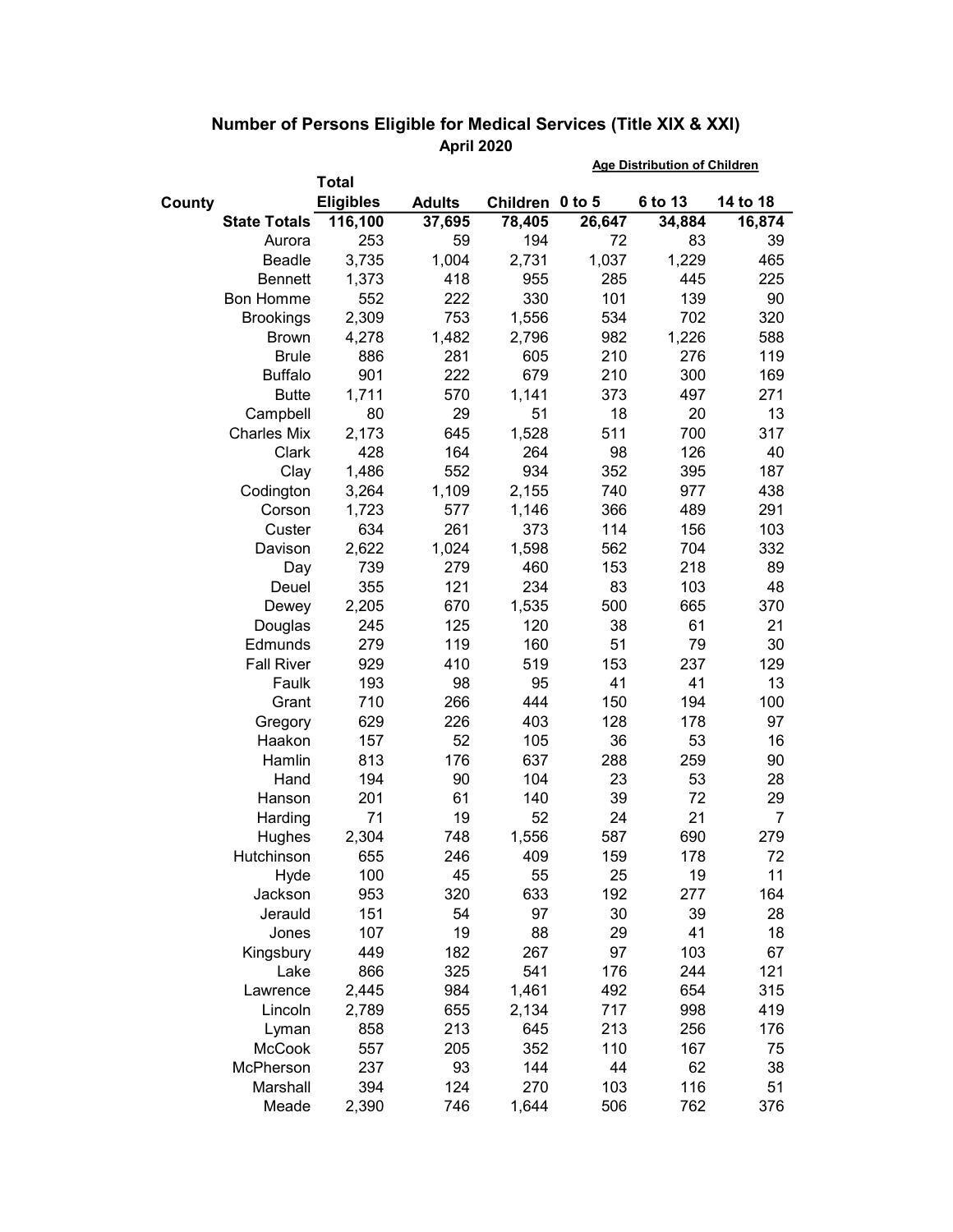## Number of Persons Eligible for Medical Services (Title XIX & XXI)

### April 2020

| County | Total Eligibles | Adults | Children | Age Distribution of Children | | |
|---|---|---|---|---|---|---|
| | | | | 0 to 5 | 6 to 13 | 14 to 18 |
| **State Totals** | **116,100** | **37,695** | **78,405** | **26,647** | **34,884** | **16,874** |
| Aurora | 253 | 59 | 194 | 72 | 83 | 39 |
| Beadle | 3,735 | 1,004 | 2,731 | 1,037 | 1,229 | 465 |
| Bennett | 1,373 | 418 | 955 | 285 | 445 | 225 |
| Bon Homme | 552 | 222 | 330 | 101 | 139 | 90 |
| Brookings | 2,309 | 753 | 1,556 | 534 | 702 | 320 |
| Brown | 4,278 | 1,482 | 2,796 | 982 | 1,226 | 588 |
| Brule | 886 | 281 | 605 | 210 | 276 | 119 |
| Buffalo | 901 | 222 | 679 | 210 | 300 | 169 |
| Butte | 1,711 | 570 | 1,141 | 373 | 497 | 271 |
| Campbell | 80 | 29 | 51 | 18 | 20 | 13 |
| Charles Mix | 2,173 | 645 | 1,528 | 511 | 700 | 317 |
| Clark | 428 | 164 | 264 | 98 | 126 | 40 |
| Clay | 1,486 | 552 | 934 | 352 | 395 | 187 |
| Codington | 3,264 | 1,109 | 2,155 | 740 | 977 | 438 |
| Corson | 1,723 | 577 | 1,146 | 366 | 489 | 291 |
| Custer | 634 | 261 | 373 | 114 | 156 | 103 |
| Davison | 2,622 | 1,024 | 1,598 | 562 | 704 | 332 |
| Day | 739 | 279 | 460 | 153 | 218 | 89 |
| Deuel | 355 | 121 | 234 | 83 | 103 | 48 |
| Dewey | 2,205 | 670 | 1,535 | 500 | 665 | 370 |
| Douglas | 245 | 125 | 120 | 38 | 61 | 21 |
| Edmunds | 279 | 119 | 160 | 51 | 79 | 30 |
| Fall River | 929 | 410 | 519 | 153 | 237 | 129 |
| Faulk | 193 | 98 | 95 | 41 | 41 | 13 |
| Grant | 710 | 266 | 444 | 150 | 194 | 100 |
| Gregory | 629 | 226 | 403 | 128 | 178 | 97 |
| Haakon | 157 | 52 | 105 | 36 | 53 | 16 |
| Hamlin | 813 | 176 | 637 | 288 | 259 | 90 |
| Hand | 194 | 90 | 104 | 23 | 53 | 28 |
| Hanson | 201 | 61 | 140 | 39 | 72 | 29 |
| Harding | 71 | 19 | 52 | 24 | 21 | 7 |
| Hughes | 2,304 | 748 | 1,556 | 587 | 690 | 279 |
| Hutchinson | 655 | 246 | 409 | 159 | 178 | 72 |
| Hyde | 100 | 45 | 55 | 25 | 19 | 11 |
| Jackson | 953 | 320 | 633 | 192 | 277 | 164 |
| Jerauld | 151 | 54 | 97 | 30 | 39 | 28 |
| Jones | 107 | 19 | 88 | 29 | 41 | 18 |
| Kingsbury | 449 | 182 | 267 | 97 | 103 | 67 |
| Lake | 866 | 325 | 541 | 176 | 244 | 121 |
| Lawrence | 2,445 | 984 | 1,461 | 492 | 654 | 315 |
| Lincoln | 2,789 | 655 | 2,134 | 717 | 998 | 419 |
| Lyman | 858 | 213 | 645 | 213 | 256 | 176 |
| McCook | 557 | 205 | 352 | 110 | 167 | 75 |
| McPherson | 237 | 93 | 144 | 44 | 62 | 38 |
| Marshall | 394 | 124 | 270 | 103 | 116 | 51 |
| Meade | 2,390 | 746 | 1,644 | 506 | 762 | 376 |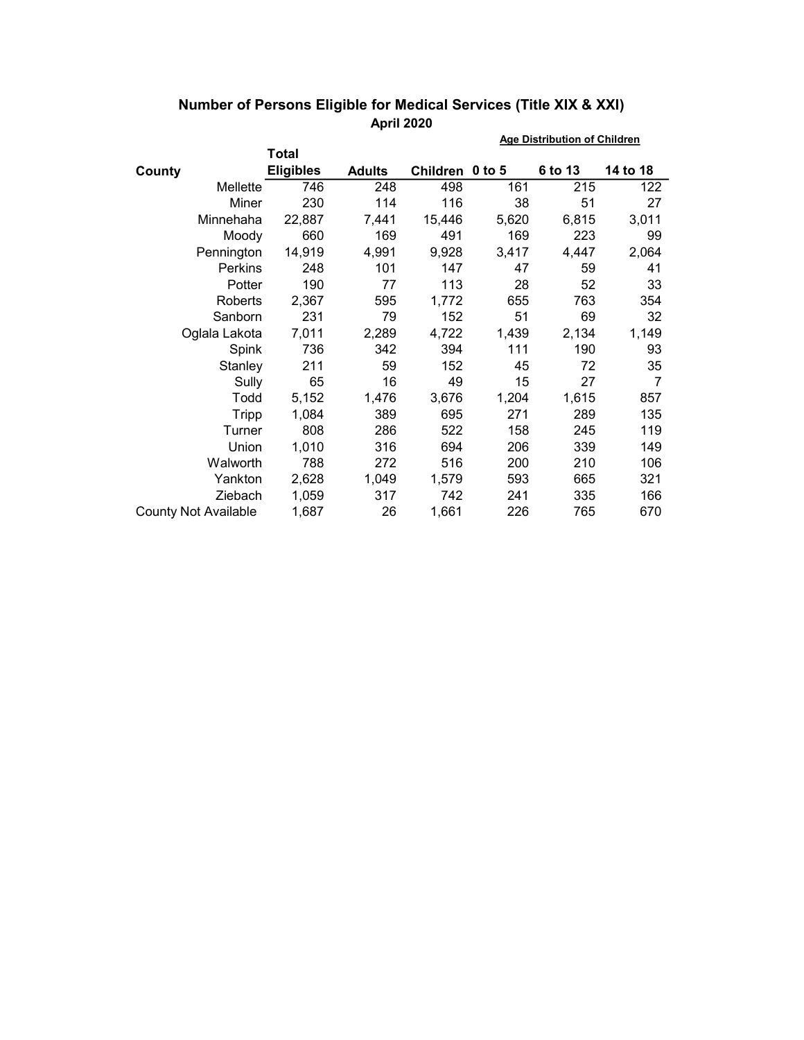## Number of Persons Eligible for Medical Services (Title XIX & XXI)

**April 2020**

| County | Total Eligibles | Adults | Children | Age Distribution of Children | | |
|---|---|---|---|---|---|---|
| | | | | 0 to 5 | 6 to 13 | 14 to 18 |
| Mellette | 746 | 248 | 498 | 161 | 215 | 122 |
| Miner | 230 | 114 | 116 | 38 | 51 | 27 |
| Minnehaha | 22,887 | 7,441 | 15,446 | 5,620 | 6,815 | 3,011 |
| Moody | 660 | 169 | 491 | 169 | 223 | 99 |
| Pennington | 14,919 | 4,991 | 9,928 | 3,417 | 4,447 | 2,064 |
| Perkins | 248 | 101 | 147 | 47 | 59 | 41 |
| Potter | 190 | 77 | 113 | 28 | 52 | 33 |
| Roberts | 2,367 | 595 | 1,772 | 655 | 763 | 354 |
| Sanborn | 231 | 79 | 152 | 51 | 69 | 32 |
| Oglala Lakota | 7,011 | 2,289 | 4,722 | 1,439 | 2,134 | 1,149 |
| Spink | 736 | 342 | 394 | 111 | 190 | 93 |
| Stanley | 211 | 59 | 152 | 45 | 72 | 35 |
| Sully | 65 | 16 | 49 | 15 | 27 | 7 |
| Todd | 5,152 | 1,476 | 3,676 | 1,204 | 1,615 | 857 |
| Tripp | 1,084 | 389 | 695 | 271 | 289 | 135 |
| Turner | 808 | 286 | 522 | 158 | 245 | 119 |
| Union | 1,010 | 316 | 694 | 206 | 339 | 149 |
| Walworth | 788 | 272 | 516 | 200 | 210 | 106 |
| Yankton | 2,628 | 1,049 | 1,579 | 593 | 665 | 321 |
| Ziebach | 1,059 | 317 | 742 | 241 | 335 | 166 |
| County Not Available | 1,687 | 26 | 1,661 | 226 | 765 | 670 |